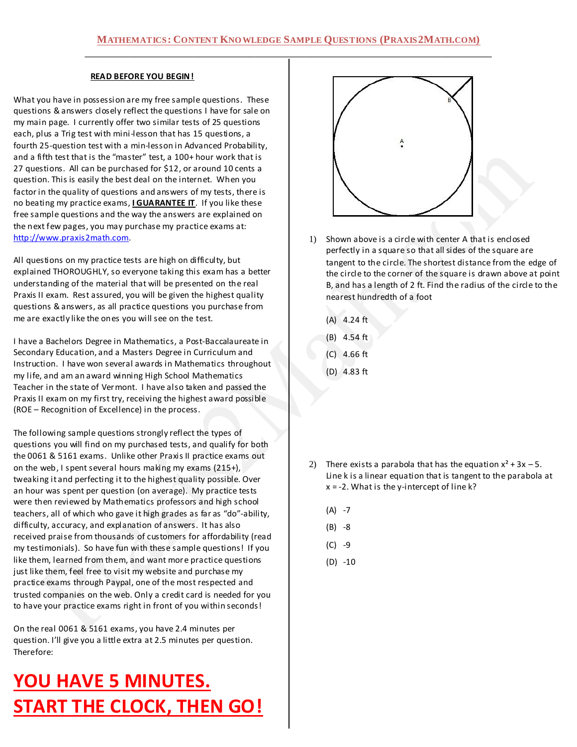**READ BEFORE YOU BEGIN!**

What you have in possession are my free sample questions. These questions & answers closely reflect the questions I have for sale on my main page. I currently offer two similar tests of 25 questions each, plus a Trig test with mini-lesson that has 15 questions, a fourth 25-question test with a min-lesson in Advanced Probability, and a fifth test that is the "master" test, a 100+ hour work that is 27 questions. All can be purchased for $12, or around 10 cents a question. This is easily the best deal on the internet. When you factor in the quality of questions and answers of my tests, there is no beating my practice exams, **I GUARANTEE IT**. If you like these free sample questions and the way the answers are explained on the next few pages, you may purchase my practice exams at: http://www.praxis2math.com.

All questions on my practice tests are high on difficulty, but explained THOROUGHLY, so everyone taking this exam has a better understanding of the material that will be presented on the real Praxis II exam. Rest assured, you will be given the highest quality questions & answers, as all practice questions you purchase from me are exactly like the ones you will see on the test.

I have a Bachelors Degree in Mathematics, a Post-Baccalaureate in Secondary Education, and a Masters Degree in Curriculum and Instruction. I have won several awards in Mathematics throughout my life, and am an award winning High School Mathematics Teacher in the state of Vermont. I have also taken and passed the Praxis II exam on my first try, receiving the highest award possible (ROE – Recognition of Excellence) in the process.

The following sample questions strongly reflect the types of questions you will find on my purchased tests, and qualify for both the 0061 & 5161 exams. Unlike other Praxis II practice exams out on the web, I spent several hours making my exams (215+), tweaking it and perfecting it to the highest quality possible. Over an hour was spent per question (on average). My practice tests were then reviewed by Mathematics professors and high school teachers, all of which who gave it high grades as far as "do"-ability, difficulty, accuracy, and explanation of answers. It has also received praise from thousands of customers for affordability (read my testimonials). So have fun with these sample questions! If you like them, learned from them, and want more practice questions just like them, feel free to visit my website and purchase my practice exams through Paypal, one of the most respected and trusted companies on the web. Only a credit card is needed for you to have your practice exams right in front of you within seconds!

On the real 0061 & 5161 exams, you have 2.4 minutes per question. I'll give you a little extra at 2.5 minutes per question. Therefore:

**YOU HAVE 5 MINUTES. START THE CLOCK, THEN GO!**

1) Shown above is a circle with center A that is enclosed perfectly in a square so that all sides of the square are tangent to the circle. The shortest distance from the edge of the circle to the corner of the square is drawn above at point B, and has a length of 2 ft. Find the radius of the circle to the nearest hundredth of a foot

(A) 4.24 ft

(B) 4.54 ft

(C) 4.66 ft

(D) 4.83 ft

2) There exists a parabola that has the equation $x^2 + 3x - 5$. Line k is a linear equation that is tangent to the parabola at $x = -2$. What is the y-intercept of line k?

(A) -7

(B) -8

(C) -9

(D) -10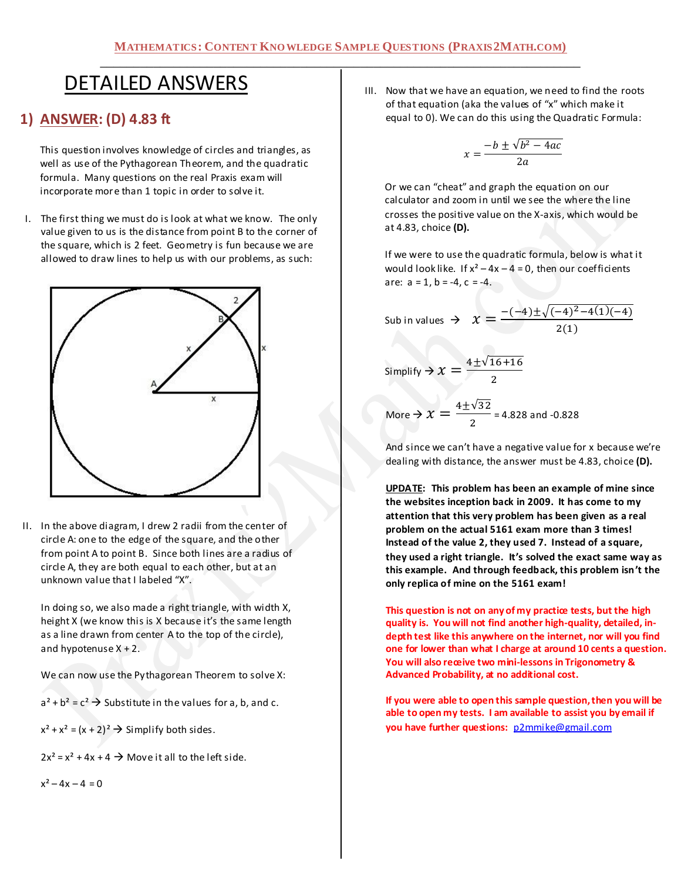# DETAILED ANSWERS

## 1) ANSWER: (D) 4.83 ft

This question involves knowledge of circles and triangles, as well as use of the Pythagorean Theorem, and the quadratic formula. Many questions on the real Praxis exam will incorporate more than 1 topic in order to solve it.

I. The first thing we must do is look at what we know. The only value given to us is the distance from point B to the corner of the square, which is 2 feet. Geometry is fun because we are allowed to draw lines to help us with our problems, as such:

II. In the above diagram, I drew 2 radii from the center of circle A: one to the edge of the square, and the other from point A to point B. Since both lines are a radius of circle A, they are both equal to each other, but at an unknown value that I labeled "X".

In doing so, we also made a right triangle, with width X, height X (we know this is X because it's the same length as a line drawn from center A to the top of the circle), and hypotenuse X + 2.

We can now use the Pythagorean Theorem to solve X:

$a^2 + b^2 = c^2$ → Substitute in the values for a, b, and c.

$x^2 + x^2 = (x + 2)^2$ → Simplify both sides.

$2x^2 = x^2 + 4x + 4$ → Move it all to the left side.

$x^2 - 4x - 4 = 0$

III. Now that we have an equation, we need to find the roots of that equation (aka the values of "x" which make it equal to 0). We can do this using the Quadratic Formula:

$$x = \frac{-b \pm \sqrt{b^2 - 4ac}}{2a}$$

Or we can "cheat" and graph the equation on our calculator and zoom in until we see the where the line crosses the positive value on the X-axis, which would be at 4.83, choice **(D).**

If we were to use the quadratic formula, below is what it would look like. If $x^2 - 4x - 4 = 0$, then our coefficients are: a = 1, b = -4, c = -4.

Sub in values → $x = \frac{-(-4) \pm \sqrt{(-4)^2 - 4(1)(-4)}}{2(1)}$

Simplify → $x = \frac{4 \pm \sqrt{16+16}}{2}$

More → $x = \frac{4 \pm \sqrt{32}}{2}$ = 4.828 and -0.828

And since we can't have a negative value for x because we're dealing with distance, the answer must be 4.83, choice **(D).**

**UPDATE: This problem has been an example of mine since the websites inception back in 2009. It has come to my attention that this very problem has been given as a real problem on the actual 5161 exam more than 3 times! Instead of the value 2, they used 7. Instead of a square, they used a right triangle. It's solved the exact same way as this example. And through feedback, this problem isn't the only replica of mine on the 5161 exam!**

**This question is not on any of my practice tests, but the high quality is. You will not find another high-quality, detailed, in-depth test like this anywhere on the internet, nor will you find one for lower than what I charge at around 10 cents a question. You will also receive two mini-lessons in Trigonometry & Advanced Probability, at no additional cost.**

**If you were able to open this sample question, then you will be able to open my tests. I am available to assist you by email if you have further questions:** p2mmike@gmail.com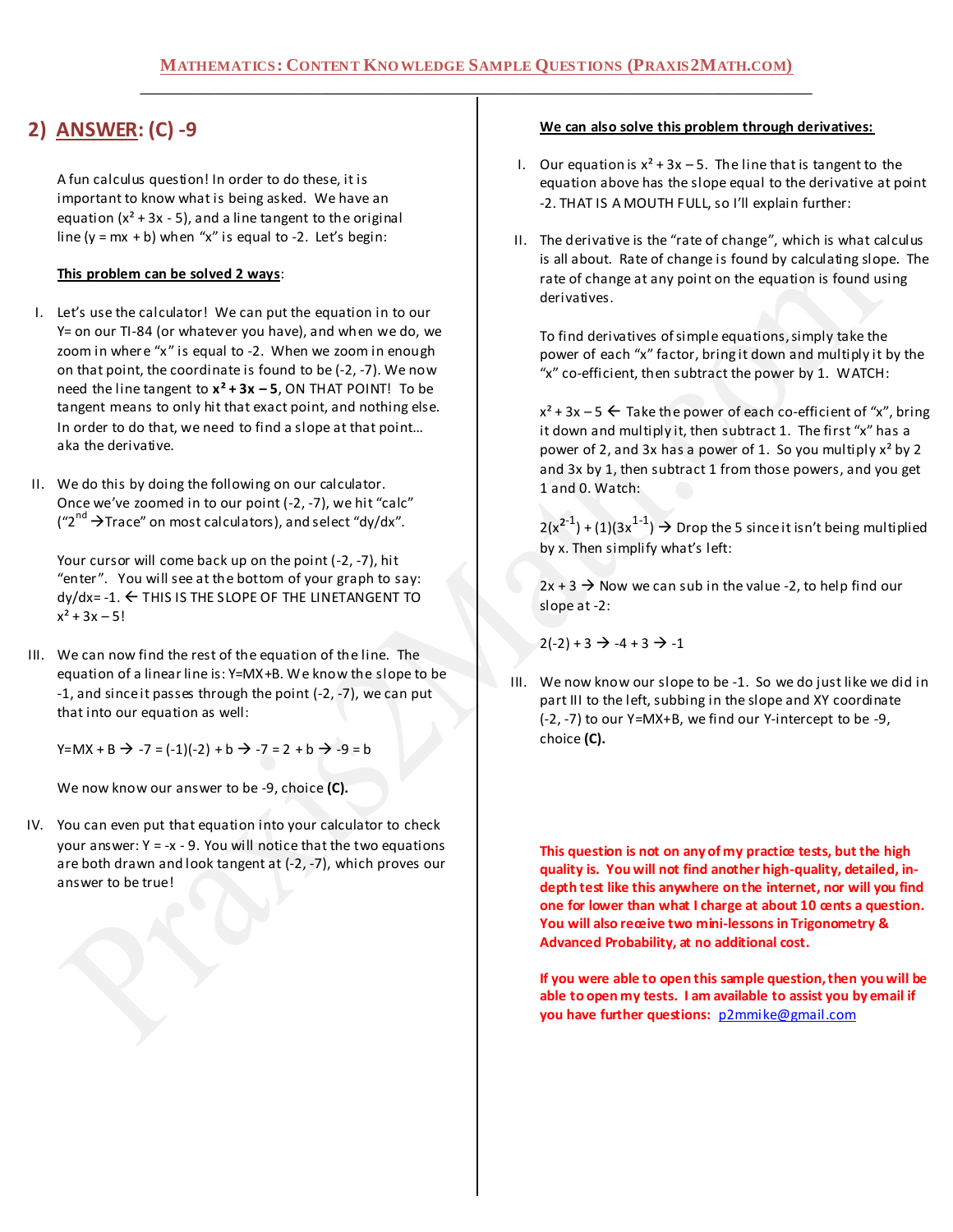## 2) ANSWER: (C) -9

A fun calculus question! In order to do these, it is important to know what is being asked. We have an equation ($x^2 + 3x - 5$), and a line tangent to the original line ($y = mx + b$) when "x" is equal to -2. Let's begin:

**This problem can be solved 2 ways**:

I. Let's use the calculator! We can put the equation in to our Y= on our TI-84 (or whatever you have), and when we do, we zoom in where "x" is equal to -2. When we zoom in enough on that point, the coordinate is found to be (-2, -7). We now need the line tangent to $\mathbf{x^2 + 3x - 5}$, ON THAT POINT! To be tangent means to only hit that exact point, and nothing else. In order to do that, we need to find a slope at that point… aka the derivative.

II. We do this by doing the following on our calculator. Once we've zoomed in to our point (-2, -7), we hit "calc" ("2nd → Trace" on most calculators), and select "dy/dx".

Your cursor will come back up on the point (-2, -7), hit "enter". You will see at the bottom of your graph to say: dy/dx= -1. ← THIS IS THE SLOPE OF THE LINETANGENT TO $x^2 + 3x - 5$!

III. We can now find the rest of the equation of the line. The equation of a linear line is: Y=MX+B. We know the slope to be -1, and since it passes through the point (-2, -7), we can put that into our equation as well:

Y=MX + B → -7 = (-1)(-2) + b → -7 = 2 + b → -9 = b

We now know our answer to be -9, choice **(C).**

IV. You can even put that equation into your calculator to check your answer: Y = -x - 9. You will notice that the two equations are both drawn and look tangent at (-2, -7), which proves our answer to be true!

**We can also solve this problem through derivatives:**

I. Our equation is $x^2 + 3x - 5$. The line that is tangent to the equation above has the slope equal to the derivative at point -2. THAT IS A MOUTH FULL, so I'll explain further:

II. The derivative is the "rate of change", which is what calculus is all about. Rate of change is found by calculating slope. The rate of change at any point on the equation is found using derivatives.

To find derivatives of simple equations, simply take the power of each "x" factor, bring it down and multiply it by the "x" co-efficient, then subtract the power by 1. WATCH:

$x^2 + 3x - 5$ ← Take the power of each co-efficient of "x", bring it down and multiply it, then subtract 1. The first "x" has a power of 2, and 3x has a power of 1. So you multiply $x^2$ by 2 and 3x by 1, then subtract 1 from those powers, and you get 1 and 0. Watch:

$2(x^{2-1}) + (1)(3x^{1-1})$ → Drop the 5 since it isn't being multiplied by x. Then simplify what's left:

2x + 3 → Now we can sub in the value -2, to help find our slope at -2:

2(-2) + 3 → -4 + 3 → -1

III. We now know our slope to be -1. So we do just like we did in part III to the left, subbing in the slope and XY coordinate (-2, -7) to our Y=MX+B, we find our Y-intercept to be -9, choice **(C).**

**This question is not on any of my practice tests, but the high quality is. You will not find another high-quality, detailed, in-depth test like this anywhere on the internet, nor will you find one for lower than what I charge at about 10 cents a question. You will also receive two mini-lessons in Trigonometry & Advanced Probability, at no additional cost.**

**If you were able to open this sample question, then you will be able to open my tests. I am available to assist you by email if you have further questions:** p2mmike@gmail.com